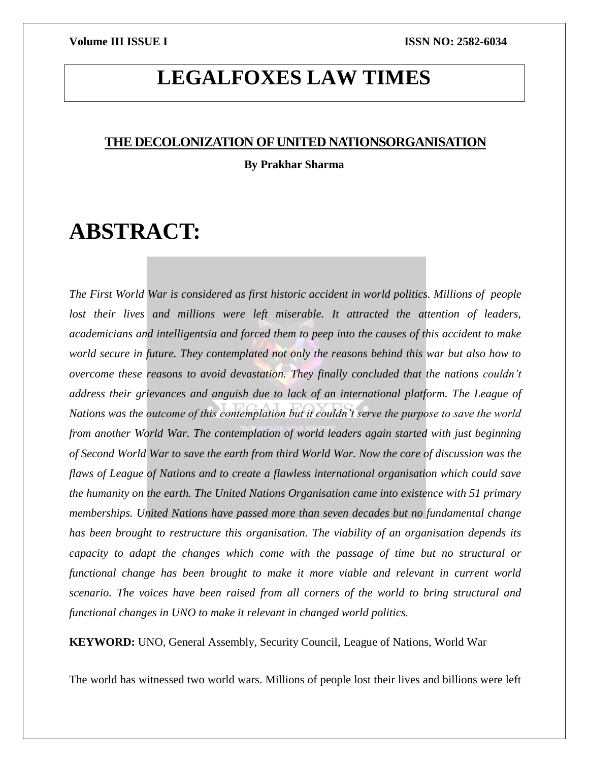# LEGALFOXES LAW TIMES

## THE DECOLONIZATION OF UNITED NATIONSORGANISATION

**By Prakhar Sharma**

# ABSTRACT:

*The First World War is considered as first historic accident in world politics. Millions of people lost their lives and millions were left miserable. It attracted the attention of leaders, academicians and intelligentsia and forced them to peep into the causes of this accident to make world secure in future. They contemplated not only the reasons behind this war but also how to overcome these reasons to avoid devastation. They finally concluded that the nations couldn't address their grievances and anguish due to lack of an international platform. The League of Nations was the outcome of this contemplation but it couldn't serve the purpose to save the world from another World War. The contemplation of world leaders again started with just beginning of Second World War to save the earth from third World War. Now the core of discussion was the flaws of League of Nations and to create a flawless international organisation which could save the humanity on the earth. The United Nations Organisation came into existence with 51 primary memberships. United Nations have passed more than seven decades but no fundamental change has been brought to restructure this organisation. The viability of an organisation depends its capacity to adapt the changes which come with the passage of time but no structural or functional change has been brought to make it more viable and relevant in current world scenario. The voices have been raised from all corners of the world to bring structural and functional changes in UNO to make it relevant in changed world politics.*

**KEYWORD:** UNO, General Assembly, Security Council, League of Nations, World War

The world has witnessed two world wars. Millions of people lost their lives and billions were left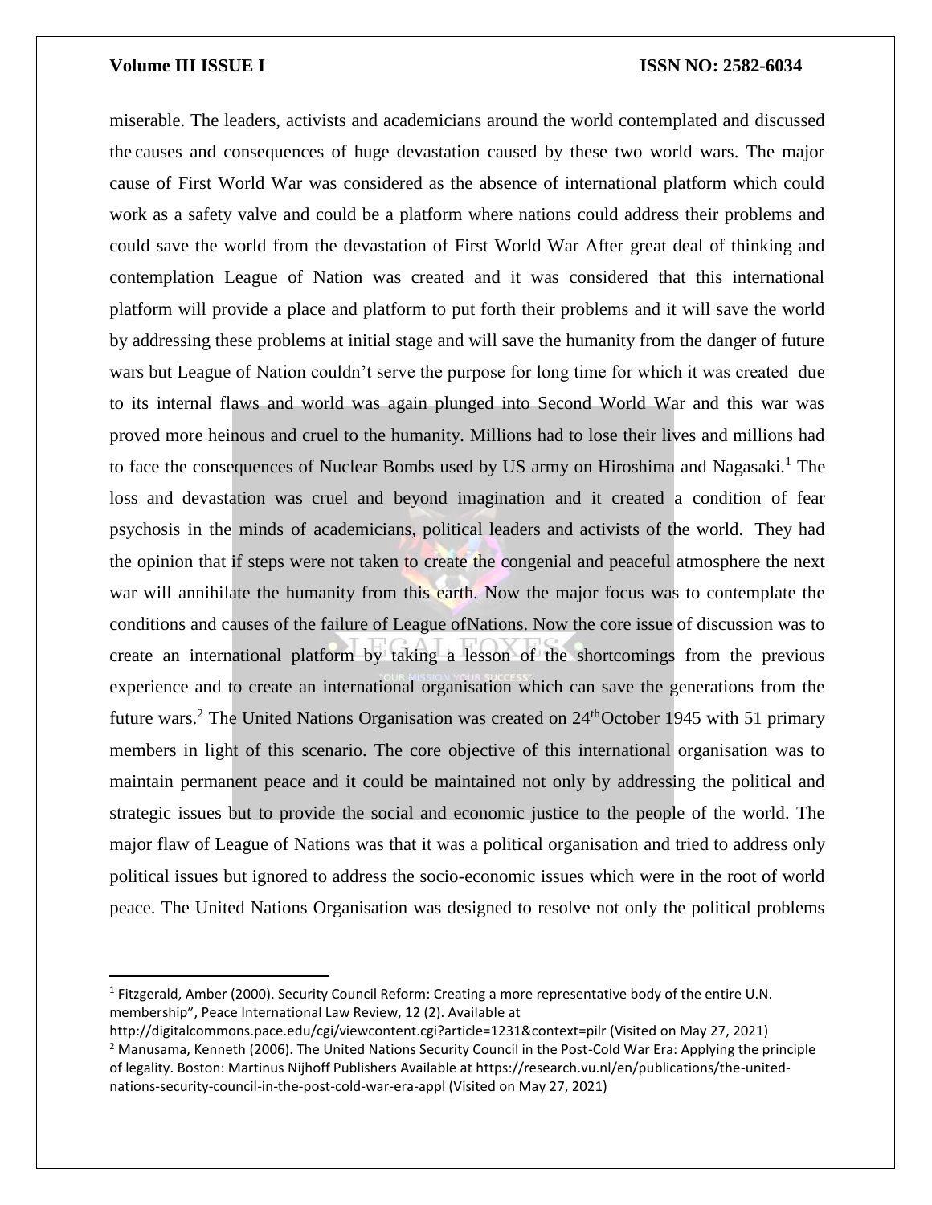miserable. The leaders, activists and academicians around the world contemplated and discussed the causes and consequences of huge devastation caused by these two world wars. The major cause of First World War was considered as the absence of international platform which could work as a safety valve and could be a platform where nations could address their problems and could save the world from the devastation of First World War After great deal of thinking and contemplation League of Nation was created and it was considered that this international platform will provide a place and platform to put forth their problems and it will save the world by addressing these problems at initial stage and will save the humanity from the danger of future wars but League of Nation couldn't serve the purpose for long time for which it was created due to its internal flaws and world was again plunged into Second World War and this war was proved more heinous and cruel to the humanity. Millions had to lose their lives and millions had to face the consequences of Nuclear Bombs used by US army on Hiroshima and Nagasaki.[1] The loss and devastation was cruel and beyond imagination and it created a condition of fear psychosis in the minds of academicians, political leaders and activists of the world. They had the opinion that if steps were not taken to create the congenial and peaceful atmosphere the next war will annihilate the humanity from this earth. Now the major focus was to contemplate the conditions and causes of the failure of League ofNations. Now the core issue of discussion was to create an international platform by taking a lesson of the shortcomings from the previous experience and to create an international organisation which can save the generations from the future wars.[2] The United Nations Organisation was created on 24thOctober 1945 with 51 primary members in light of this scenario. The core objective of this international organisation was to maintain permanent peace and it could be maintained not only by addressing the political and strategic issues but to provide the social and economic justice to the people of the world. The major flaw of League of Nations was that it was a political organisation and tried to address only political issues but ignored to address the socio-economic issues which were in the root of world peace. The United Nations Organisation was designed to resolve not only the political problems

---

[1] Fitzgerald, Amber (2000). Security Council Reform: Creating a more representative body of the entire U.N. membership", Peace International Law Review, 12 (2). Available at http://digitalcommons.pace.edu/cgi/viewcontent.cgi?article=1231&context=pilr (Visited on May 27, 2021)

[2] Manusama, Kenneth (2006). The United Nations Security Council in the Post-Cold War Era: Applying the principle of legality. Boston: Martinus Nijhoff Publishers Available at https://research.vu.nl/en/publications/the-united-nations-security-council-in-the-post-cold-war-era-appl (Visited on May 27, 2021)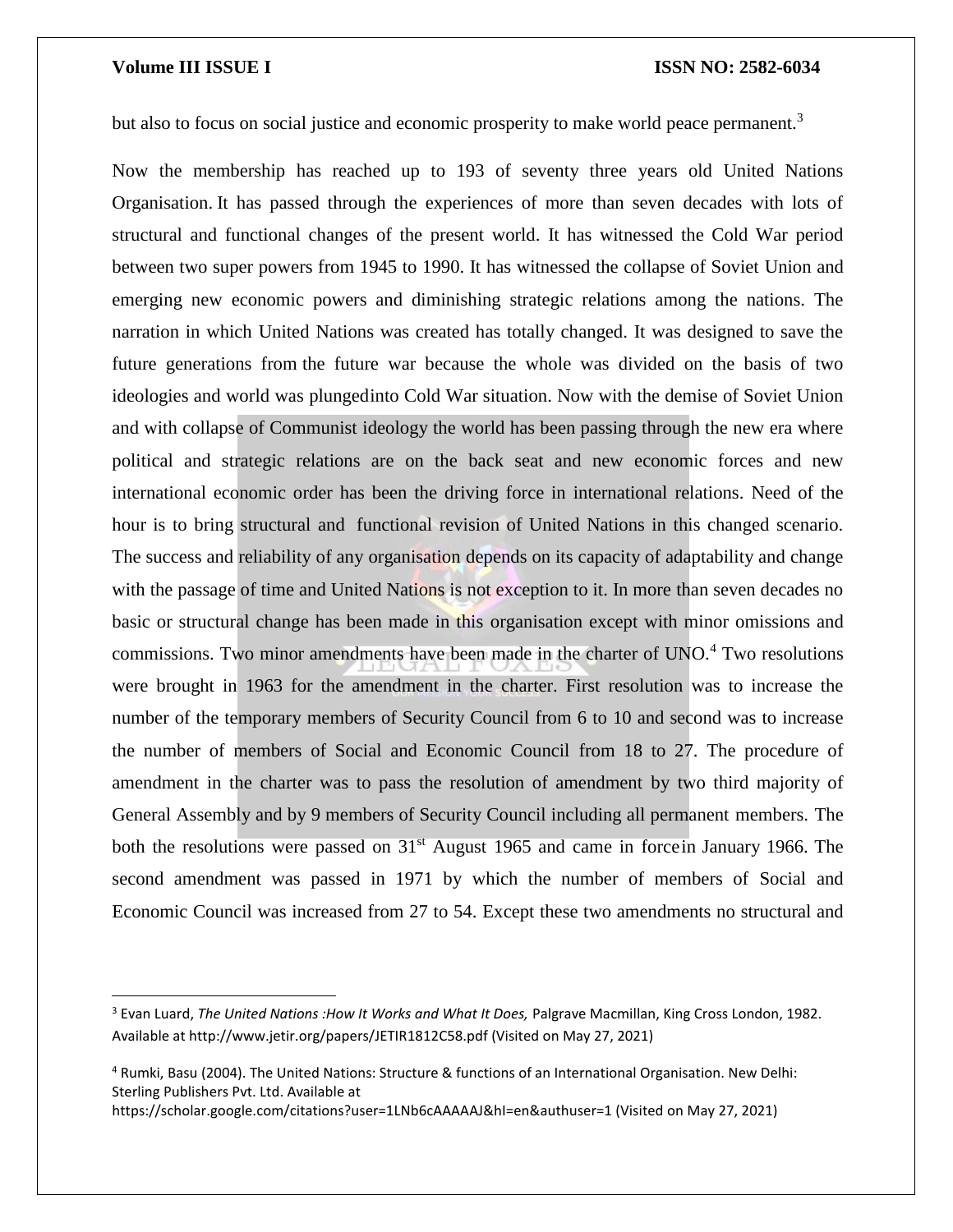but also to focus on social justice and economic prosperity to make world peace permanent.[3]

Now the membership has reached up to 193 of seventy three years old United Nations Organisation. It has passed through the experiences of more than seven decades with lots of structural and functional changes of the present world. It has witnessed the Cold War period between two super powers from 1945 to 1990. It has witnessed the collapse of Soviet Union and emerging new economic powers and diminishing strategic relations among the nations. The narration in which United Nations was created has totally changed. It was designed to save the future generations from the future war because the whole was divided on the basis of two ideologies and world was plungedinto Cold War situation. Now with the demise of Soviet Union and with collapse of Communist ideology the world has been passing through the new era where political and strategic relations are on the back seat and new economic forces and new international economic order has been the driving force in international relations. Need of the hour is to bring structural and functional revision of United Nations in this changed scenario. The success and reliability of any organisation depends on its capacity of adaptability and change with the passage of time and United Nations is not exception to it. In more than seven decades no basic or structural change has been made in this organisation except with minor omissions and commissions. Two minor amendments have been made in the charter of UNO.[4] Two resolutions were brought in 1963 for the amendment in the charter. First resolution was to increase the number of the temporary members of Security Council from 6 to 10 and second was to increase the number of members of Social and Economic Council from 18 to 27. The procedure of amendment in the charter was to pass the resolution of amendment by two third majority of General Assembly and by 9 members of Security Council including all permanent members. The both the resolutions were passed on 31st August 1965 and came in forcein January 1966. The second amendment was passed in 1971 by which the number of members of Social and Economic Council was increased from 27 to 54. Except these two amendments no structural and

---

[3] Evan Luard, *The United Nations :How It Works and What It Does,* Palgrave Macmillan, King Cross London, 1982. Available at http://www.jetir.org/papers/JETIR1812C58.pdf (Visited on May 27, 2021)

[4] Rumki, Basu (2004). The United Nations: Structure & functions of an International Organisation. New Delhi: Sterling Publishers Pvt. Ltd. Available at https://scholar.google.com/citations?user=1LNb6cAAAAAJ&hl=en&authuser=1 (Visited on May 27, 2021)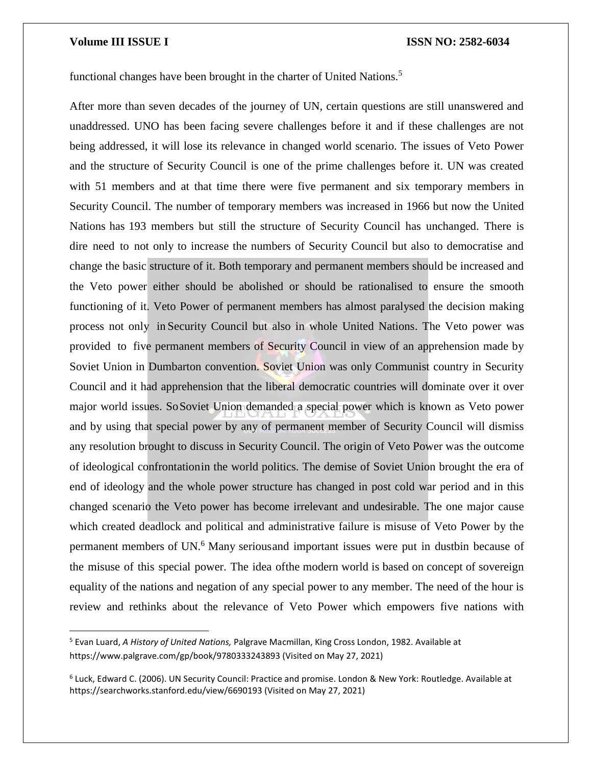functional changes have been brought in the charter of United Nations.[5]

After more than seven decades of the journey of UN, certain questions are still unanswered and unaddressed. UNO has been facing severe challenges before it and if these challenges are not being addressed, it will lose its relevance in changed world scenario. The issues of Veto Power and the structure of Security Council is one of the prime challenges before it. UN was created with 51 members and at that time there were five permanent and six temporary members in Security Council. The number of temporary members was increased in 1966 but now the United Nations has 193 members but still the structure of Security Council has unchanged. There is dire need to not only to increase the numbers of Security Council but also to democratise and change the basic structure of it. Both temporary and permanent members should be increased and the Veto power either should be abolished or should be rationalised to ensure the smooth functioning of it. Veto Power of permanent members has almost paralysed the decision making process not only in Security Council but also in whole United Nations. The Veto power was provided to five permanent members of Security Council in view of an apprehension made by Soviet Union in Dumbarton convention. Soviet Union was only Communist country in Security Council and it had apprehension that the liberal democratic countries will dominate over it over major world issues. So Soviet Union demanded a special power which is known as Veto power and by using that special power by any of permanent member of Security Council will dismiss any resolution brought to discuss in Security Council. The origin of Veto Power was the outcome of ideological confrontationin the world politics. The demise of Soviet Union brought the era of end of ideology and the whole power structure has changed in post cold war period and in this changed scenario the Veto power has become irrelevant and undesirable. The one major cause which created deadlock and political and administrative failure is misuse of Veto Power by the permanent members of UN.[6] Many seriousand important issues were put in dustbin because of the misuse of this special power. The idea ofthe modern world is based on concept of sovereign equality of the nations and negation of any special power to any member. The need of the hour is review and rethinks about the relevance of Veto Power which empowers five nations with

---

[5] Evan Luard, *A History of United Nations,* Palgrave Macmillan, King Cross London, 1982. Available at https://www.palgrave.com/gp/book/9780333243893 (Visited on May 27, 2021)

[6] Luck, Edward C. (2006). UN Security Council: Practice and promise. London & New York: Routledge. Available at https://searchworks.stanford.edu/view/6690193 (Visited on May 27, 2021)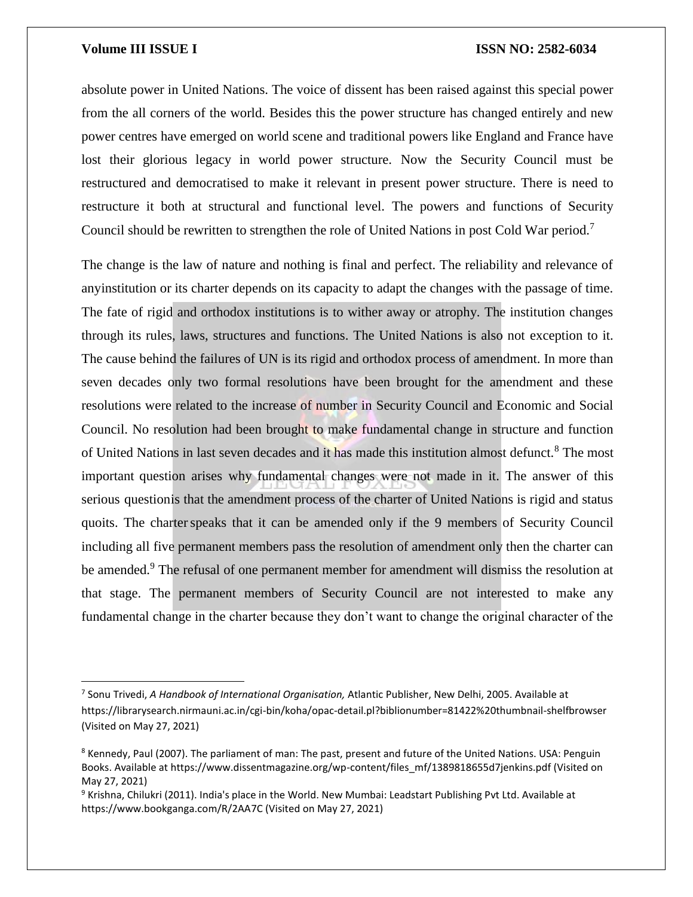absolute power in United Nations. The voice of dissent has been raised against this special power from the all corners of the world. Besides this the power structure has changed entirely and new power centres have emerged on world scene and traditional powers like England and France have lost their glorious legacy in world power structure. Now the Security Council must be restructured and democratised to make it relevant in present power structure. There is need to restructure it both at structural and functional level. The powers and functions of Security Council should be rewritten to strengthen the role of United Nations in post Cold War period.[7]

The change is the law of nature and nothing is final and perfect. The reliability and relevance of anyinstitution or its charter depends on its capacity to adapt the changes with the passage of time. The fate of rigid and orthodox institutions is to wither away or atrophy. The institution changes through its rules, laws, structures and functions. The United Nations is also not exception to it. The cause behind the failures of UN is its rigid and orthodox process of amendment. In more than seven decades only two formal resolutions have been brought for the amendment and these resolutions were related to the increase of number in Security Council and Economic and Social Council. No resolution had been brought to make fundamental change in structure and function of United Nations in last seven decades and it has made this institution almost defunct.[8] The most important question arises why fundamental changes were not made in it. The answer of this serious questionis that the amendment process of the charter of United Nations is rigid and status quoits. The charter speaks that it can be amended only if the 9 members of Security Council including all five permanent members pass the resolution of amendment only then the charter can be amended.[9] The refusal of one permanent member for amendment will dismiss the resolution at that stage. The permanent members of Security Council are not interested to make any fundamental change in the charter because they don't want to change the original character of the

---

[7] Sonu Trivedi, *A Handbook of International Organisation,* Atlantic Publisher, New Delhi, 2005. Available at https://librarysearch.nirmauni.ac.in/cgi-bin/koha/opac-detail.pl?biblionumber=81422%20thumbnail-shelfbrowser (Visited on May 27, 2021)

[8] Kennedy, Paul (2007). The parliament of man: The past, present and future of the United Nations. USA: Penguin Books. Available at https://www.dissentmagazine.org/wp-content/files_mf/1389818655d7jenkins.pdf (Visited on May 27, 2021)

[9] Krishna, Chilukri (2011). India's place in the World. New Mumbai: Leadstart Publishing Pvt Ltd. Available at https://www.bookganga.com/R/2AA7C (Visited on May 27, 2021)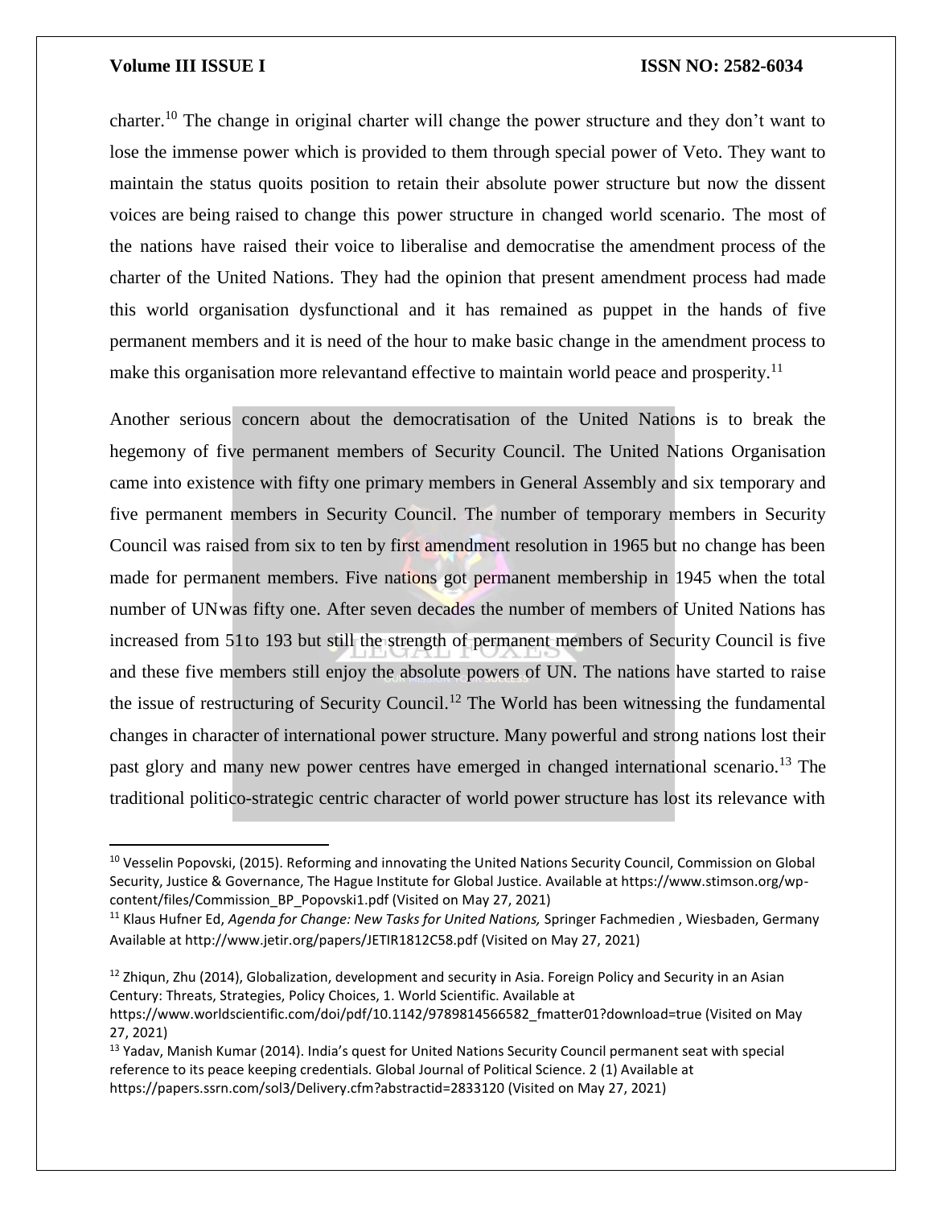charter.[10] The change in original charter will change the power structure and they don't want to lose the immense power which is provided to them through special power of Veto. They want to maintain the status quoits position to retain their absolute power structure but now the dissent voices are being raised to change this power structure in changed world scenario. The most of the nations have raised their voice to liberalise and democratise the amendment process of the charter of the United Nations. They had the opinion that present amendment process had made this world organisation dysfunctional and it has remained as puppet in the hands of five permanent members and it is need of the hour to make basic change in the amendment process to make this organisation more relevantand effective to maintain world peace and prosperity.[11]

Another serious concern about the democratisation of the United Nations is to break the hegemony of five permanent members of Security Council. The United Nations Organisation came into existence with fifty one primary members in General Assembly and six temporary and five permanent members in Security Council. The number of temporary members in Security Council was raised from six to ten by first amendment resolution in 1965 but no change has been made for permanent members. Five nations got permanent membership in 1945 when the total number of UNwas fifty one. After seven decades the number of members of United Nations has increased from 51to 193 but still the strength of permanent members of Security Council is five and these five members still enjoy the absolute powers of UN. The nations have started to raise the issue of restructuring of Security Council.[12] The World has been witnessing the fundamental changes in character of international power structure. Many powerful and strong nations lost their past glory and many new power centres have emerged in changed international scenario.[13] The traditional politico-strategic centric character of world power structure has lost its relevance with

---

[10] Vesselin Popovski, (2015). Reforming and innovating the United Nations Security Council, Commission on Global Security, Justice & Governance, The Hague Institute for Global Justice. Available at https://www.stimson.org/wp-content/files/Commission_BP_Popovski1.pdf (Visited on May 27, 2021)

[11] Klaus Hufner Ed, *Agenda for Change: New Tasks for United Nations,* Springer Fachmedien , Wiesbaden, Germany Available at http://www.jetir.org/papers/JETIR1812C58.pdf (Visited on May 27, 2021)

[12] Zhiqun, Zhu (2014), Globalization, development and security in Asia. Foreign Policy and Security in an Asian Century: Threats, Strategies, Policy Choices, 1. World Scientific. Available at https://www.worldscientific.com/doi/pdf/10.1142/9789814566582_fmatter01?download=true (Visited on May 27, 2021)

[13] Yadav, Manish Kumar (2014). India's quest for United Nations Security Council permanent seat with special reference to its peace keeping credentials. Global Journal of Political Science. 2 (1) Available at https://papers.ssrn.com/sol3/Delivery.cfm?abstractid=2833120 (Visited on May 27, 2021)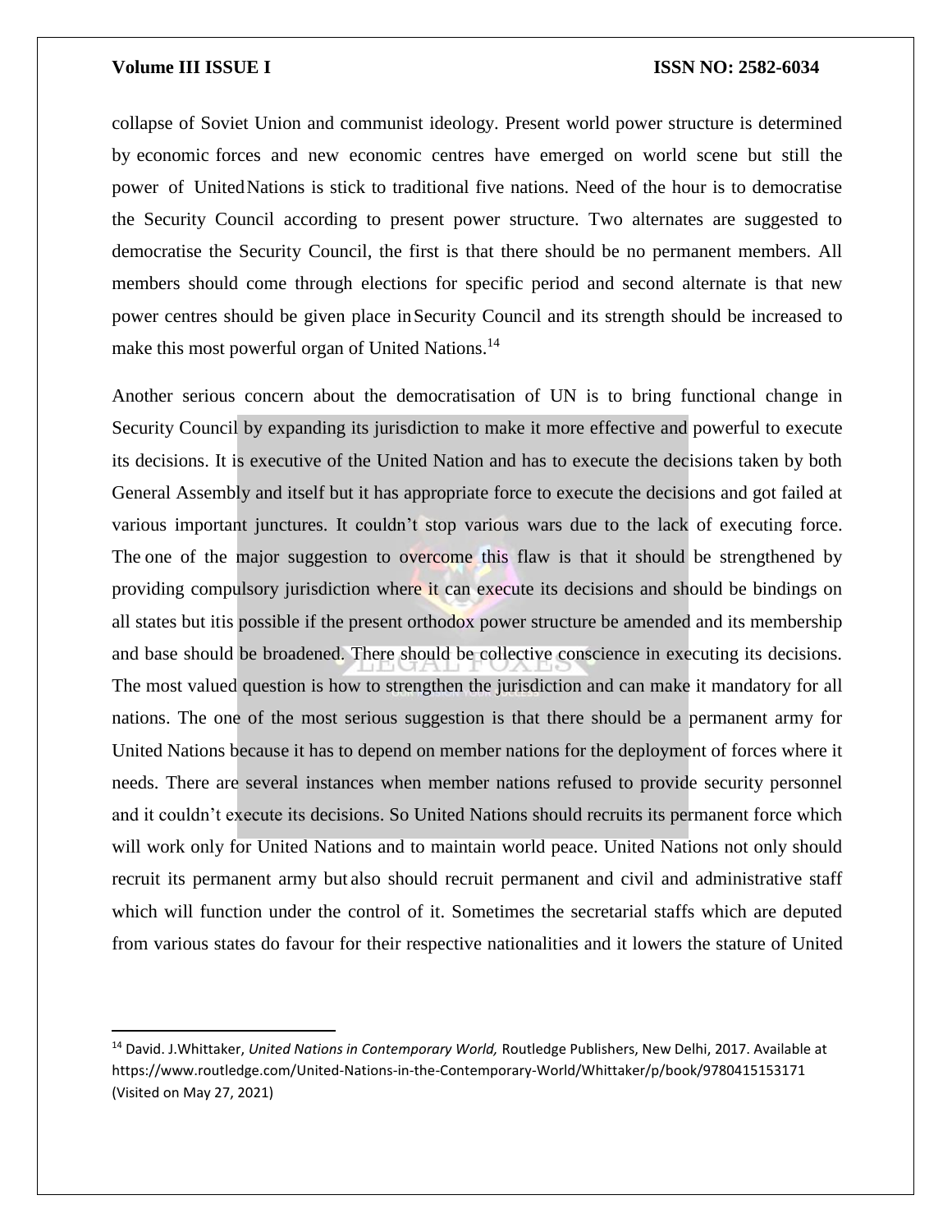collapse of Soviet Union and communist ideology. Present world power structure is determined by economic forces and new economic centres have emerged on world scene but still the power of United Nations is stick to traditional five nations. Need of the hour is to democratise the Security Council according to present power structure. Two alternates are suggested to democratise the Security Council, the first is that there should be no permanent members. All members should come through elections for specific period and second alternate is that new power centres should be given place in Security Council and its strength should be increased to make this most powerful organ of United Nations.[14]

Another serious concern about the democratisation of UN is to bring functional change in Security Council by expanding its jurisdiction to make it more effective and powerful to execute its decisions. It is executive of the United Nation and has to execute the decisions taken by both General Assembly and itself but it has appropriate force to execute the decisions and got failed at various important junctures. It couldn't stop various wars due to the lack of executing force. The one of the major suggestion to overcome this flaw is that it should be strengthened by providing compulsory jurisdiction where it can execute its decisions and should be bindings on all states but itis possible if the present orthodox power structure be amended and its membership and base should be broadened. There should be collective conscience in executing its decisions. The most valued question is how to strengthen the jurisdiction and can make it mandatory for all nations. The one of the most serious suggestion is that there should be a permanent army for United Nations because it has to depend on member nations for the deployment of forces where it needs. There are several instances when member nations refused to provide security personnel and it couldn't execute its decisions. So United Nations should recruits its permanent force which will work only for United Nations and to maintain world peace. United Nations not only should recruit its permanent army but also should recruit permanent and civil and administrative staff which will function under the control of it. Sometimes the secretarial staffs which are deputed from various states do favour for their respective nationalities and it lowers the stature of United

---

[14] David. J.Whittaker, *United Nations in Contemporary World,* Routledge Publishers, New Delhi, 2017. Available at https://www.routledge.com/United-Nations-in-the-Contemporary-World/Whittaker/p/book/9780415153171 (Visited on May 27, 2021)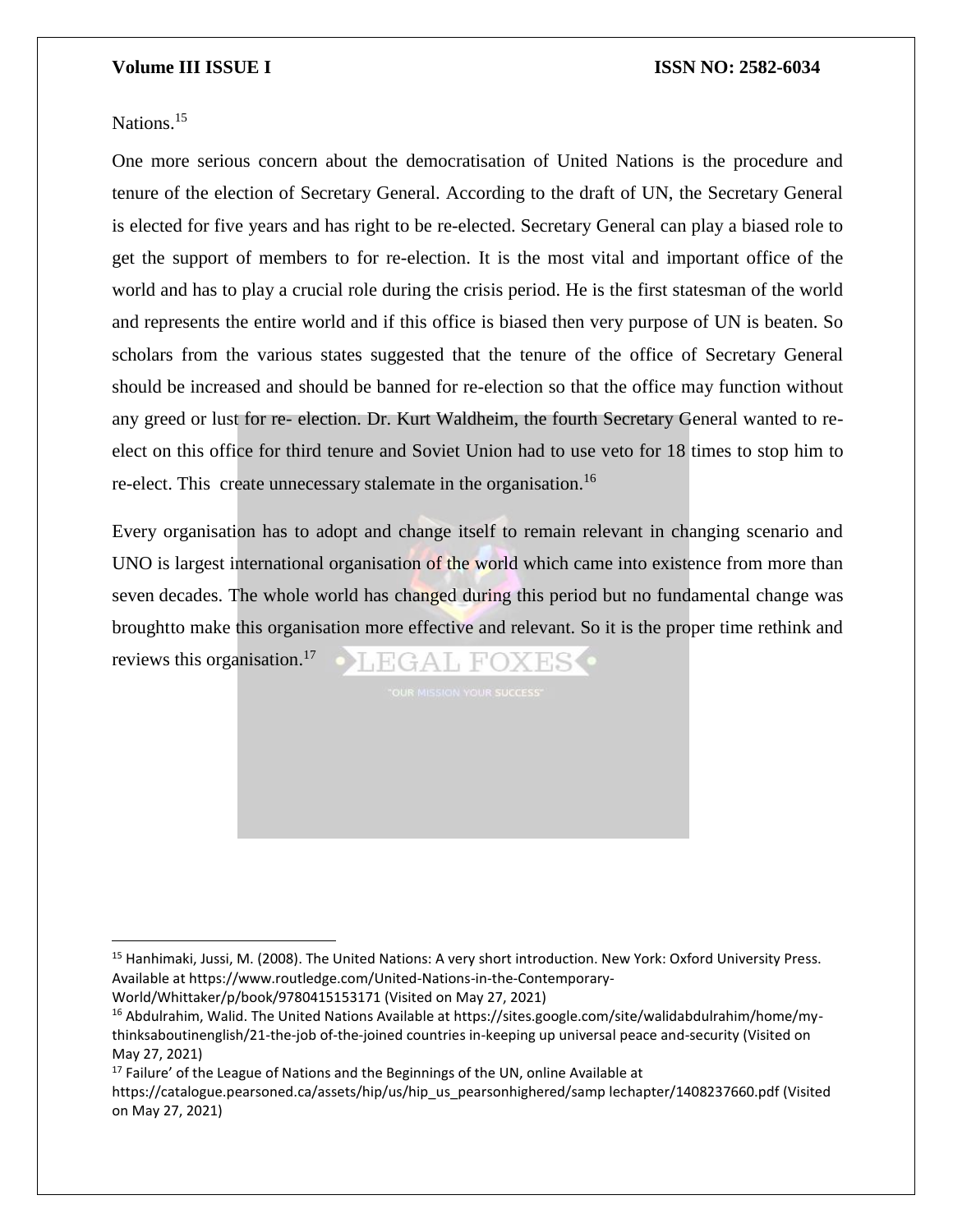Nations.[15]

One more serious concern about the democratisation of United Nations is the procedure and tenure of the election of Secretary General. According to the draft of UN, the Secretary General is elected for five years and has right to be re-elected. Secretary General can play a biased role to get the support of members to for re-election. It is the most vital and important office of the world and has to play a crucial role during the crisis period. He is the first statesman of the world and represents the entire world and if this office is biased then very purpose of UN is beaten. So scholars from the various states suggested that the tenure of the office of Secretary General should be increased and should be banned for re-election so that the office may function without any greed or lust for re- election. Dr. Kurt Waldheim, the fourth Secretary General wanted to re-elect on this office for third tenure and Soviet Union had to use veto for 18 times to stop him to re-elect. This create unnecessary stalemate in the organisation.[16]

Every organisation has to adopt and change itself to remain relevant in changing scenario and UNO is largest international organisation of the world which came into existence from more than seven decades. The whole world has changed during this period but no fundamental change was broughtto make this organisation more effective and relevant. So it is the proper time rethink and reviews this organisation.[17]

---

[15] Hanhimaki, Jussi, M. (2008). The United Nations: A very short introduction. New York: Oxford University Press. Available at https://www.routledge.com/United-Nations-in-the-Contemporary-World/Whittaker/p/book/9780415153171 (Visited on May 27, 2021)

[16] Abdulrahim, Walid. The United Nations Available at https://sites.google.com/site/walidabdulrahim/home/my-thinksaboutinenglish/21-the-job of-the-joined countries in-keeping up universal peace and-security (Visited on May 27, 2021)

[17] Failure' of the League of Nations and the Beginnings of the UN, online Available at https://catalogue.pearsoned.ca/assets/hip/us/hip_us_pearsonhighered/samp lechapter/1408237660.pdf (Visited on May 27, 2021)